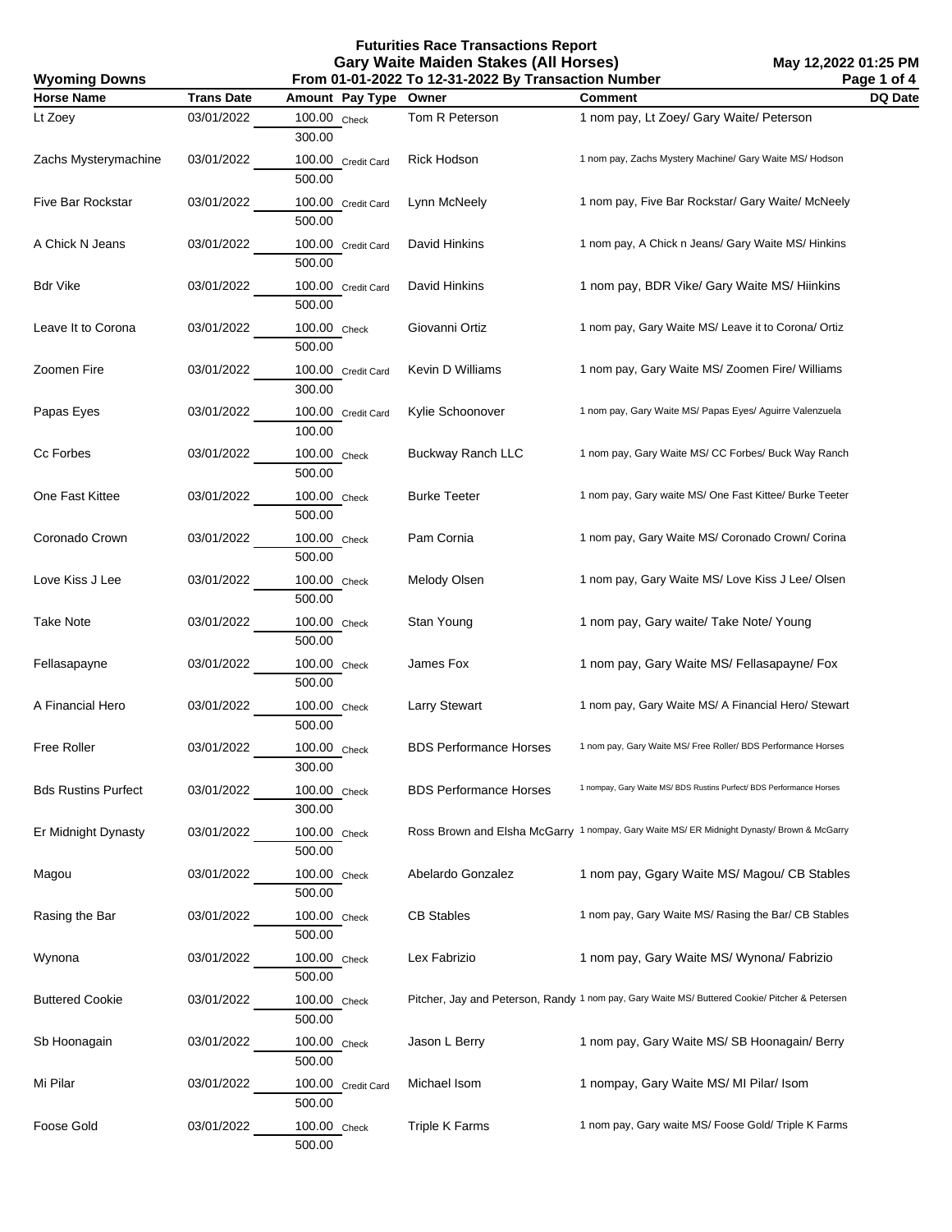# Futurities Race Transactions Report

## Gary Waite Maiden Stakes (All Horses)

**Wyoming Downs** — From 01-01-2022 To 12-31-2022 By Transaction Number — May 12,2022 01:25 PM

| Horse Name | Trans Date | Amount | Pay Type | Owner | Comment | DQ Date |
|---|---|---|---|---|---|---|
| Lt Zoey | 03/01/2022 | 100.00 | Check | Tom R Peterson | 1 nom pay, Lt Zoey/ Gary Waite/ Peterson | |
| | | 300.00 | | | | |
| Zachs Mysterymachine | 03/01/2022 | 100.00 | Credit Card | Rick Hodson | 1 nom pay, Zachs Mystery Machine/ Gary Waite MS/ Hodson | |
| | | 500.00 | | | | |
| Five Bar Rockstar | 03/01/2022 | 100.00 | Credit Card | Lynn McNeely | 1 nom pay, Five Bar Rockstar/ Gary Waite/ McNeely | |
| | | 500.00 | | | | |
| A Chick N Jeans | 03/01/2022 | 100.00 | Credit Card | David Hinkins | 1 nom pay, A Chick n Jeans/ Gary Waite MS/ Hinkins | |
| | | 500.00 | | | | |
| Bdr Vike | 03/01/2022 | 100.00 | Credit Card | David Hinkins | 1 nom pay, BDR Vike/ Gary Waite MS/ Hiinkins | |
| | | 500.00 | | | | |
| Leave It to Corona | 03/01/2022 | 100.00 | Check | Giovanni Ortiz | 1 nom pay, Gary Waite MS/ Leave it to Corona/ Ortiz | |
| | | 500.00 | | | | |
| Zoomen Fire | 03/01/2022 | 100.00 | Credit Card | Kevin D Williams | 1 nom pay, Gary Waite MS/ Zoomen Fire/ Williams | |
| | | 300.00 | | | | |
| Papas Eyes | 03/01/2022 | 100.00 | Credit Card | Kylie Schoonover | 1 nom pay, Gary Waite MS/ Papas Eyes/ Aguirre Valenzuela | |
| | | 100.00 | | | | |
| Cc Forbes | 03/01/2022 | 100.00 | Check | Buckway Ranch LLC | 1 nom pay, Gary Waite MS/ CC Forbes/ Buck Way Ranch | |
| | | 500.00 | | | | |
| One Fast Kittee | 03/01/2022 | 100.00 | Check | Burke Teeter | 1 nom pay, Gary waite MS/ One Fast Kittee/ Burke Teeter | |
| | | 500.00 | | | | |
| Coronado Crown | 03/01/2022 | 100.00 | Check | Pam Cornia | 1 nom pay, Gary Waite MS/ Coronado Crown/ Corina | |
| | | 500.00 | | | | |
| Love Kiss J Lee | 03/01/2022 | 100.00 | Check | Melody Olsen | 1 nom pay, Gary Waite MS/ Love Kiss J Lee/ Olsen | |
| | | 500.00 | | | | |
| Take Note | 03/01/2022 | 100.00 | Check | Stan Young | 1 nom pay, Gary waite/ Take Note/ Young | |
| | | 500.00 | | | | |
| Fellasapayne | 03/01/2022 | 100.00 | Check | James Fox | 1 nom pay, Gary Waite MS/ Fellasapayne/ Fox | |
| | | 500.00 | | | | |
| A Financial Hero | 03/01/2022 | 100.00 | Check | Larry Stewart | 1 nom pay, Gary Waite MS/ A Financial Hero/ Stewart | |
| | | 500.00 | | | | |
| Free Roller | 03/01/2022 | 100.00 | Check | BDS Performance Horses | 1 nom pay, Gary Waite MS/ Free Roller/ BDS Performance Horses | |
| | | 300.00 | | | | |
| Bds Rustins Purfect | 03/01/2022 | 100.00 | Check | BDS Performance Horses | 1 nompay, Gary Waite MS/ BDS Rustins Purfect/ BDS Performance Horses | |
| | | 300.00 | | | | |
| Er Midnight Dynasty | 03/01/2022 | 100.00 | Check | Ross Brown and Elsha McGarry | 1 nompay, Gary Waite MS/ ER Midnight Dynasty/ Brown & McGarry | |
| | | 500.00 | | | | |
| Magou | 03/01/2022 | 100.00 | Check | Abelardo Gonzalez | 1 nom pay, Ggary Waite MS/ Magou/ CB Stables | |
| | | 500.00 | | | | |
| Rasing the Bar | 03/01/2022 | 100.00 | Check | CB Stables | 1 nom pay, Gary Waite MS/ Rasing the Bar/ CB Stables | |
| | | 500.00 | | | | |
| Wynona | 03/01/2022 | 100.00 | Check | Lex Fabrizio | 1 nom pay, Gary Waite MS/ Wynona/ Fabrizio | |
| | | 500.00 | | | | |
| Buttered Cookie | 03/01/2022 | 100.00 | Check | Pitcher, Jay and Peterson, Randy | 1 nom pay, Gary Waite MS/ Buttered Cookie/ Pitcher & Petersen | |
| | | 500.00 | | | | |
| Sb Hoonagain | 03/01/2022 | 100.00 | Check | Jason L Berry | 1 nom pay, Gary Waite MS/ SB Hoonagain/ Berry | |
| | | 500.00 | | | | |
| Mi Pilar | 03/01/2022 | 100.00 | Credit Card | Michael Isom | 1 nompay, Gary Waite MS/ MI Pilar/ Isom | |
| | | 500.00 | | | | |
| Foose Gold | 03/01/2022 | 100.00 | Check | Triple K Farms | 1 nom pay, Gary waite MS/ Foose Gold/ Triple K Farms | |
| | | 500.00 | | | | |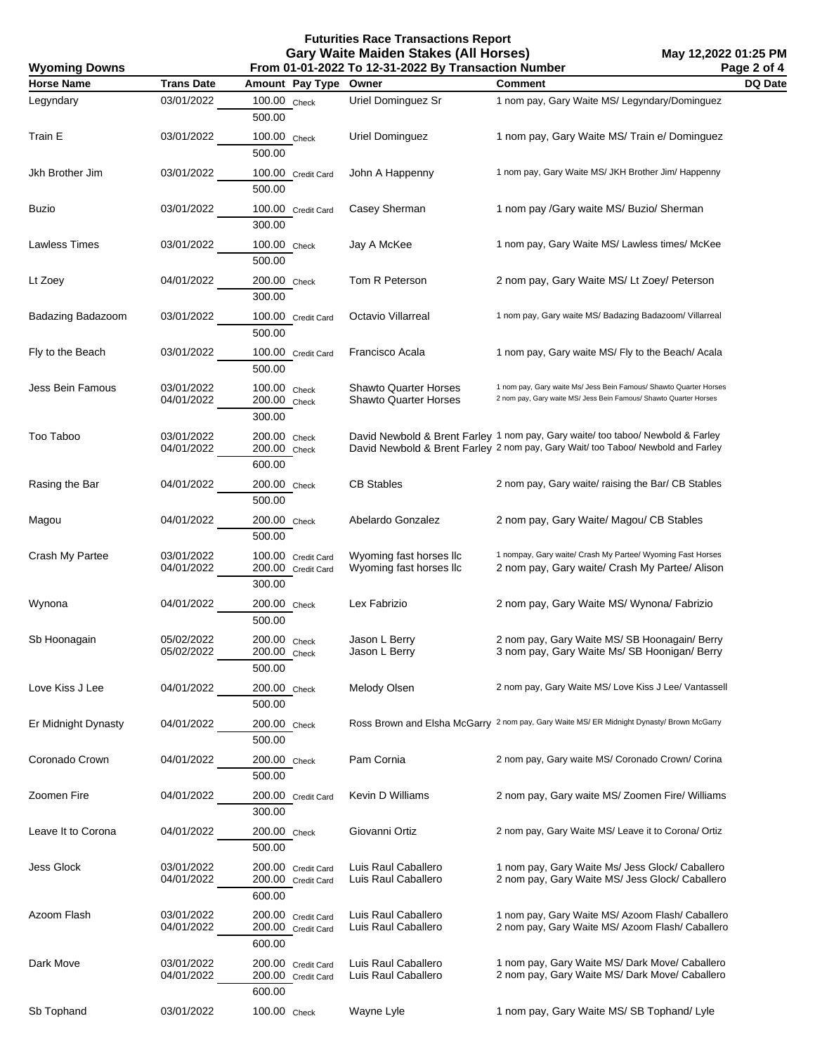# Futurities Race Transactions Report

## Gary Waite Maiden Stakes (All Horses)

**Wyoming Downs** — From 01-01-2022 To 12-31-2022 By Transaction Number — May 12,2022 01:25 PM

| Horse Name | Trans Date | Amount | Pay Type | Owner | Comment | DQ Date |
|---|---|---|---|---|---|---|
| Legyndary | 03/01/2022 | 100.00 | Check | Uriel Dominguez Sr | 1 nom pay, Gary Waite MS/ Legyndary/Dominguez | |
| | | 500.00 | | | | |
| Train E | 03/01/2022 | 100.00 | Check | Uriel Dominguez | 1 nom pay, Gary Waite MS/ Train e/ Dominguez | |
| | | 500.00 | | | | |
| Jkh Brother Jim | 03/01/2022 | 100.00 | Credit Card | John A Happenny | 1 nom pay, Gary Waite MS/ JKH Brother Jim/ Happenny | |
| | | 500.00 | | | | |
| Buzio | 03/01/2022 | 100.00 | Credit Card | Casey Sherman | 1 nom pay /Gary waite MS/ Buzio/ Sherman | |
| | | 300.00 | | | | |
| Lawless Times | 03/01/2022 | 100.00 | Check | Jay A McKee | 1 nom pay, Gary Waite MS/ Lawless times/ McKee | |
| | | 500.00 | | | | |
| Lt Zoey | 04/01/2022 | 200.00 | Check | Tom R Peterson | 2 nom pay, Gary Waite MS/ Lt Zoey/ Peterson | |
| | | 300.00 | | | | |
| Badazing Badazoom | 03/01/2022 | 100.00 | Credit Card | Octavio Villarreal | 1 nom pay, Gary waite MS/ Badazing Badazoom/ Villarreal | |
| | | 500.00 | | | | |
| Fly to the Beach | 03/01/2022 | 100.00 | Credit Card | Francisco Acala | 1 nom pay, Gary waite MS/ Fly to the Beach/ Acala | |
| | | 500.00 | | | | |
| Jess Bein Famous | 03/01/2022 | 100.00 | Check | Shawto Quarter Horses | 1 nom pay, Gary waite Ms/ Jess Bein Famous/ Shawto Quarter Horses | |
| | 04/01/2022 | 200.00 | Check | Shawto Quarter Horses | 2 nom pay, Gary waite MS/ Jess Bein Famous/ Shawto Quarter Horses | |
| | | 300.00 | | | | |
| Too Taboo | 03/01/2022 | 200.00 | Check | David Newbold & Brent Farley | 1 nom pay, Gary waite/ too taboo/ Newbold & Farley | |
| | 04/01/2022 | 200.00 | Check | David Newbold & Brent Farley | 2 nom pay, Gary Wait/ too Taboo/ Newbold and Farley | |
| | | 600.00 | | | | |
| Rasing the Bar | 04/01/2022 | 200.00 | Check | CB Stables | 2 nom pay, Gary waite/ raising the Bar/ CB Stables | |
| | | 500.00 | | | | |
| Magou | 04/01/2022 | 200.00 | Check | Abelardo Gonzalez | 2 nom pay, Gary Waite/ Magou/ CB Stables | |
| | | 500.00 | | | | |
| Crash My Partee | 03/01/2022 | 100.00 | Credit Card | Wyoming fast horses llc | 1 nompay, Gary waite/ Crash My Partee/ Wyoming Fast Horses | |
| | 04/01/2022 | 200.00 | Credit Card | Wyoming fast horses llc | 2 nom pay, Gary waite/ Crash My Partee/ Alison | |
| | | 300.00 | | | | |
| Wynona | 04/01/2022 | 200.00 | Check | Lex Fabrizio | 2 nom pay, Gary Waite MS/ Wynona/ Fabrizio | |
| | | 500.00 | | | | |
| Sb Hoonagain | 05/02/2022 | 200.00 | Check | Jason L Berry | 2 nom pay, Gary Waite MS/ SB Hoonagain/ Berry | |
| | 05/02/2022 | 200.00 | Check | Jason L Berry | 3 nom pay, Gary Waite Ms/ SB Hoonigan/ Berry | |
| | | 500.00 | | | | |
| Love Kiss J Lee | 04/01/2022 | 200.00 | Check | Melody Olsen | 2 nom pay, Gary Waite MS/ Love Kiss J Lee/ Vantassell | |
| | | 500.00 | | | | |
| Er Midnight Dynasty | 04/01/2022 | 200.00 | Check | Ross Brown and Elsha McGarry | 2 nom pay, Gary Waite MS/ ER Midnight Dynasty/ Brown McGarry | |
| | | 500.00 | | | | |
| Coronado Crown | 04/01/2022 | 200.00 | Check | Pam Cornia | 2 nom pay, Gary waite MS/ Coronado Crown/ Corina | |
| | | 500.00 | | | | |
| Zoomen Fire | 04/01/2022 | 200.00 | Credit Card | Kevin D Williams | 2 nom pay, Gary waite MS/ Zoomen Fire/ Williams | |
| | | 300.00 | | | | |
| Leave It to Corona | 04/01/2022 | 200.00 | Check | Giovanni Ortiz | 2 nom pay, Gary Waite MS/ Leave it to Corona/ Ortiz | |
| | | 500.00 | | | | |
| Jess Glock | 03/01/2022 | 200.00 | Credit Card | Luis Raul Caballero | 1 nom pay, Gary Waite Ms/ Jess Glock/ Caballero | |
| | 04/01/2022 | 200.00 | Credit Card | Luis Raul Caballero | 2 nom pay, Gary Waite MS/ Jess Glock/ Caballero | |
| | | 600.00 | | | | |
| Azoom Flash | 03/01/2022 | 200.00 | Credit Card | Luis Raul Caballero | 1 nom pay, Gary Waite MS/ Azoom Flash/ Caballero | |
| | 04/01/2022 | 200.00 | Credit Card | Luis Raul Caballero | 2 nom pay, Gary Waite MS/ Azoom Flash/ Caballero | |
| | | 600.00 | | | | |
| Dark Move | 03/01/2022 | 200.00 | Credit Card | Luis Raul Caballero | 1 nom pay, Gary Waite MS/ Dark Move/ Caballero | |
| | 04/01/2022 | 200.00 | Credit Card | Luis Raul Caballero | 2 nom pay, Gary Waite MS/ Dark Move/ Caballero | |
| | | 600.00 | | | | |
| Sb Tophand | 03/01/2022 | 100.00 | Check | Wayne Lyle | 1 nom pay, Gary Waite MS/ SB Tophand/ Lyle | |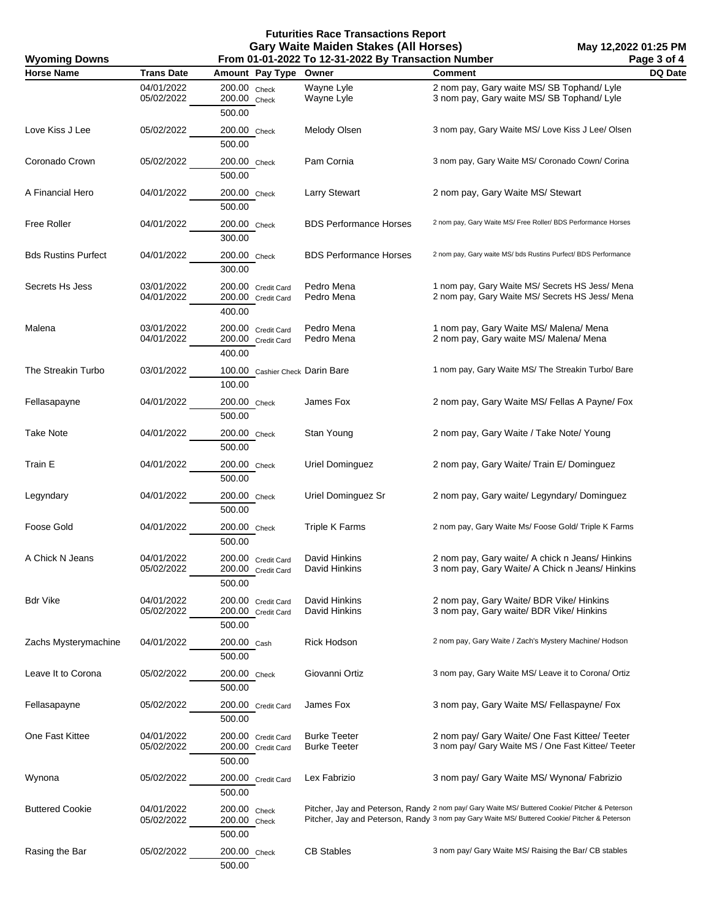# Futurities Race Transactions Report

## Gary Waite Maiden Stakes (All Horses)

**Wyoming Downs** — From 01-01-2022 To 12-31-2022 By Transaction Number — May 12,2022 01:25 PM

| Horse Name | Trans Date | Amount | Pay Type | Owner | Comment | DQ Date |
|---|---|---|---|---|---|---|
| | 04/01/2022 | 200.00 | Check | Wayne Lyle | 2 nom pay, Gary waite MS/ SB Tophand/ Lyle | |
| | 05/02/2022 | 200.00 | Check | Wayne Lyle | 3 nom pay, Gary waite MS/ SB Tophand/ Lyle | |
| | | 500.00 | | | | |
| Love Kiss J Lee | 05/02/2022 | 200.00 | Check | Melody Olsen | 3 nom pay, Gary Waite MS/ Love Kiss J Lee/ Olsen | |
| | | 500.00 | | | | |
| Coronado Crown | 05/02/2022 | 200.00 | Check | Pam Cornia | 3 nom pay, Gary Waite MS/ Coronado Cown/ Corina | |
| | | 500.00 | | | | |
| A Financial Hero | 04/01/2022 | 200.00 | Check | Larry Stewart | 2 nom pay, Gary Waite MS/ Stewart | |
| | | 500.00 | | | | |
| Free Roller | 04/01/2022 | 200.00 | Check | BDS Performance Horses | 2 nom pay, Gary Waite MS/ Free Roller/ BDS Performance Horses | |
| | | 300.00 | | | | |
| Bds Rustins Purfect | 04/01/2022 | 200.00 | Check | BDS Performance Horses | 2 nom pay, Gary waite MS/ bds Rustins Purfect/ BDS Performance | |
| | | 300.00 | | | | |
| Secrets Hs Jess | 03/01/2022 | 200.00 | Credit Card | Pedro Mena | 1 nom pay, Gary Waite MS/ Secrets HS Jess/ Mena | |
| | 04/01/2022 | 200.00 | Credit Card | Pedro Mena | 2 nom pay, Gary Waite MS/ Secrets HS Jess/ Mena | |
| | | 400.00 | | | | |
| Malena | 03/01/2022 | 200.00 | Credit Card | Pedro Mena | 1 nom pay, Gary Waite MS/ Malena/ Mena | |
| | 04/01/2022 | 200.00 | Credit Card | Pedro Mena | 2 nom pay, Gary waite MS/ Malena/ Mena | |
| | | 400.00 | | | | |
| The Streakin Turbo | 03/01/2022 | 100.00 | Cashier Check | Darin Bare | 1 nom pay, Gary Waite MS/ The Streakin Turbo/ Bare | |
| | | 100.00 | | | | |
| Fellasapayne | 04/01/2022 | 200.00 | Check | James Fox | 2 nom pay, Gary Waite MS/ Fellas A Payne/ Fox | |
| | | 500.00 | | | | |
| Take Note | 04/01/2022 | 200.00 | Check | Stan Young | 2 nom pay, Gary Waite / Take Note/ Young | |
| | | 500.00 | | | | |
| Train E | 04/01/2022 | 200.00 | Check | Uriel Dominguez | 2 nom pay, Gary Waite/ Train E/ Dominguez | |
| | | 500.00 | | | | |
| Legyndary | 04/01/2022 | 200.00 | Check | Uriel Dominguez Sr | 2 nom pay, Gary waite/ Legyndary/ Dominguez | |
| | | 500.00 | | | | |
| Foose Gold | 04/01/2022 | 200.00 | Check | Triple K Farms | 2 nom pay, Gary Waite Ms/ Foose Gold/ Triple K Farms | |
| | | 500.00 | | | | |
| A Chick N Jeans | 04/01/2022 | 200.00 | Credit Card | David Hinkins | 2 nom pay, Gary waite/ A chick n Jeans/ Hinkins | |
| | 05/02/2022 | 200.00 | Credit Card | David Hinkins | 3 nom pay, Gary Waite/ A Chick n Jeans/ Hinkins | |
| | | 500.00 | | | | |
| Bdr Vike | 04/01/2022 | 200.00 | Credit Card | David Hinkins | 2 nom pay, Gary Waite/ BDR Vike/ Hinkins | |
| | 05/02/2022 | 200.00 | Credit Card | David Hinkins | 3 nom pay, Gary waite/ BDR Vike/ Hinkins | |
| | | 500.00 | | | | |
| Zachs Mysterymachine | 04/01/2022 | 200.00 | Cash | Rick Hodson | 2 nom pay, Gary Waite / Zach's Mystery Machine/ Hodson | |
| | | 500.00 | | | | |
| Leave It to Corona | 05/02/2022 | 200.00 | Check | Giovanni Ortiz | 3 nom pay, Gary Waite MS/ Leave it to Corona/ Ortiz | |
| | | 500.00 | | | | |
| Fellasapayne | 05/02/2022 | 200.00 | Credit Card | James Fox | 3 nom pay, Gary Waite MS/ Fellaspayne/ Fox | |
| | | 500.00 | | | | |
| One Fast Kittee | 04/01/2022 | 200.00 | Credit Card | Burke Teeter | 2 nom pay/ Gary Waite/ One Fast Kittee/ Teeter | |
| | 05/02/2022 | 200.00 | Credit Card | Burke Teeter | 3 nom pay/ Gary Waite MS / One Fast Kittee/ Teeter | |
| | | 500.00 | | | | |
| Wynona | 05/02/2022 | 200.00 | Credit Card | Lex Fabrizio | 3 nom pay/ Gary Waite MS/ Wynona/ Fabrizio | |
| | | 500.00 | | | | |
| Buttered Cookie | 04/01/2022 | 200.00 | Check | Pitcher, Jay and Peterson, Randy | 2 nom pay/ Gary Waite MS/ Buttered Cookie/ Pitcher & Peterson | |
| | 05/02/2022 | 200.00 | Check | Pitcher, Jay and Peterson, Randy | 3 nom pay Gary Waite MS/ Buttered Cookie/ Pitcher & Peterson | |
| | | 500.00 | | | | |
| Rasing the Bar | 05/02/2022 | 200.00 | Check | CB Stables | 3 nom pay/ Gary Waite MS/ Raising the Bar/ CB stables | |
| | | 500.00 | | | | |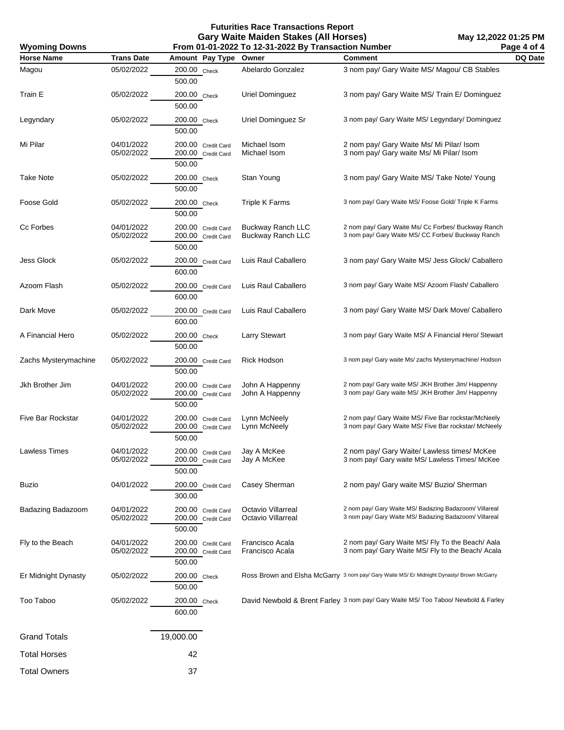# Futurities Race Transactions Report
## Gary Waite Maiden Stakes (All Horses)
### From 01-01-2022 To 12-31-2022 By Transaction Number

Wyoming Downs

May 12,2022 01:25 PM

| Horse Name | Trans Date | Amount | Pay Type | Owner | Comment | DQ Date |
|---|---|---|---|---|---|---|
| Magou | 05/02/2022 | 200.00 | Check | Abelardo Gonzalez | 3 nom pay/ Gary Waite MS/ Magou/ CB Stables | |
| | | 500.00 | | | | |
| Train E | 05/02/2022 | 200.00 | Check | Uriel Dominguez | 3 nom pay/ Gary Waite MS/ Train E/ Dominguez | |
| | | 500.00 | | | | |
| Legyndary | 05/02/2022 | 200.00 | Check | Uriel Dominguez Sr | 3 nom pay/ Gary Waite MS/ Legyndary/ Dominguez | |
| | | 500.00 | | | | |
| Mi Pilar | 04/01/2022 | 200.00 | Credit Card | Michael Isom | 2 nom pay/ Gary Waite Ms/ Mi Pilar/ Isom | |
| | 05/02/2022 | 200.00 | Credit Card | Michael Isom | 3 nom pay/ Gary waite Ms/ Mi Pilar/ Isom | |
| | | 500.00 | | | | |
| Take Note | 05/02/2022 | 200.00 | Check | Stan Young | 3 nom pay/ Gary Waite MS/ Take Note/ Young | |
| | | 500.00 | | | | |
| Foose Gold | 05/02/2022 | 200.00 | Check | Triple K Farms | 3 nom pay/ Gary Waite MS/ Foose Gold/ Triple K Farms | |
| | | 500.00 | | | | |
| Cc Forbes | 04/01/2022 | 200.00 | Credit Card | Buckway Ranch LLC | 2 nom pay/ Gary Waite Ms/ Cc Forbes/ Buckway Ranch | |
| | 05/02/2022 | 200.00 | Credit Card | Buckway Ranch LLC | 3 nom pay/ Gary Waite MS/ CC Forbes/ Buckway Ranch | |
| | | 500.00 | | | | |
| Jess Glock | 05/02/2022 | 200.00 | Credit Card | Luis Raul Caballero | 3 nom pay/ Gary Waite MS/ Jess Glock/ Caballero | |
| | | 600.00 | | | | |
| Azoom Flash | 05/02/2022 | 200.00 | Credit Card | Luis Raul Caballero | 3 nom pay/ Gary Waite MS/ Azoom Flash/ Caballero | |
| | | 600.00 | | | | |
| Dark Move | 05/02/2022 | 200.00 | Credit Card | Luis Raul Caballero | 3 nom pay/ Gary Waite MS/ Dark Move/ Caballero | |
| | | 600.00 | | | | |
| A Financial Hero | 05/02/2022 | 200.00 | Check | Larry Stewart | 3 nom pay/ Gary Waite MS/ A Financial Hero/ Stewart | |
| | | 500.00 | | | | |
| Zachs Mysterymachine | 05/02/2022 | 200.00 | Credit Card | Rick Hodson | 3 nom pay/ Gary waite Ms/ zachs Mysterymachine/ Hodson | |
| | | 500.00 | | | | |
| Jkh Brother Jim | 04/01/2022 | 200.00 | Credit Card | John A Happenny | 2 nom pay/ Gary waite MS/ JKH Brother Jim/ Happenny | |
| | 05/02/2022 | 200.00 | Credit Card | John A Happenny | 3 nom pay/ Gary waite MS/ JKH Brother Jim/ Happenny | |
| | | 500.00 | | | | |
| Five Bar Rockstar | 04/01/2022 | 200.00 | Credit Card | Lynn McNeely | 2 nom pay/ Gary Waite MS/ Five Bar rockstar/McNeely | |
| | 05/02/2022 | 200.00 | Credit Card | Lynn McNeely | 3 nom pay/ Gary Waite MS/ Five Bar rockstar/ McNeely | |
| | | 500.00 | | | | |
| Lawless Times | 04/01/2022 | 200.00 | Credit Card | Jay A McKee | 2 nom pay/ Gary Waite/ Lawless times/ McKee | |
| | 05/02/2022 | 200.00 | Credit Card | Jay A McKee | 3 nom pay/ Gary waite MS/ Lawless Times/ McKee | |
| | | 500.00 | | | | |
| Buzio | 04/01/2022 | 200.00 | Credit Card | Casey Sherman | 2 nom pay/ Gary waite MS/ Buzio/ Sherman | |
| | | 300.00 | | | | |
| Badazing Badazoom | 04/01/2022 | 200.00 | Credit Card | Octavio Villarreal | 2 nom pay/ Gary Waite MS/ Badazing Badazoom/ Villareal | |
| | 05/02/2022 | 200.00 | Credit Card | Octavio Villarreal | 3 nom pay/ Gary Waite MS/ Badazing Badazoom/ Villareal | |
| | | 500.00 | | | | |
| Fly to the Beach | 04/01/2022 | 200.00 | Credit Card | Francisco Acala | 2 nom pay/ Gary Waite MS/ Fly To the Beach/ Aala | |
| | 05/02/2022 | 200.00 | Credit Card | Francisco Acala | 3 nom pay/ Gary Waite MS/ Fly to the Beach/ Acala | |
| | | 500.00 | | | | |
| Er Midnight Dynasty | 05/02/2022 | 200.00 | Check | Ross Brown and Elsha McGarry | 3 nom pay/ Gary Waite MS/ Er Midnight Dynasty/ Brown McGarry | |
| | | 500.00 | | | | |
| Too Taboo | 05/02/2022 | 200.00 | Check | David Newbold & Brent Farley | 3 nom pay/ Gary Waite MS/ Too Taboo/ Newbold & Farley | |
| | | 600.00 | | | | |

| | |
|---|---|
| Grand Totals | 19,000.00 |
| Total Horses | 42 |
| Total Owners | 37 |